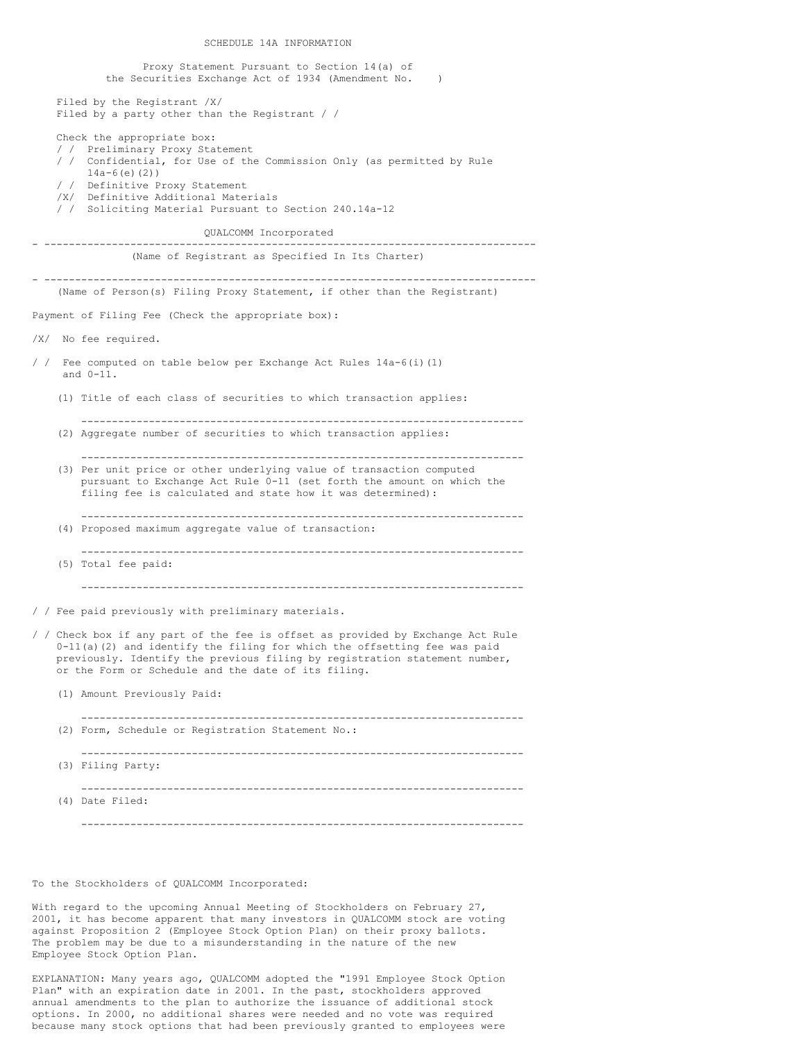SCHEDULE 14A INFORMATION

Proxy Statement Pursuant to Section 14(a) of the Securities Exchange Act of 1934 (Amendment No. )

Filed by the Registrant /X/
Filed by a party other than the Registrant / /

Check the appropriate box:
/ / Preliminary Proxy Statement
/ / Confidential, for Use of the Commission Only (as permitted by Rule 14a-6(e)(2))
/ / Definitive Proxy Statement
/X/ Definitive Additional Materials
/ / Soliciting Material Pursuant to Section 240.14a-12

QUALCOMM Incorporated

---

(Name of Registrant as Specified In Its Charter)

---

(Name of Person(s) Filing Proxy Statement, if other than the Registrant)

Payment of Filing Fee (Check the appropriate box):

/X/ No fee required.

/ / Fee computed on table below per Exchange Act Rules 14a-6(i)(1) and 0-11.

(1) Title of each class of securities to which transaction applies:

---

(2) Aggregate number of securities to which transaction applies:

---

(3) Per unit price or other underlying value of transaction computed pursuant to Exchange Act Rule 0-11 (set forth the amount on which the filing fee is calculated and state how it was determined):

---

(4) Proposed maximum aggregate value of transaction:

---

(5) Total fee paid:

---

/ / Fee paid previously with preliminary materials.

/ / Check box if any part of the fee is offset as provided by Exchange Act Rule 0-11(a)(2) and identify the filing for which the offsetting fee was paid previously. Identify the previous filing by registration statement number, or the Form or Schedule and the date of its filing.

(1) Amount Previously Paid:

---

(2) Form, Schedule or Registration Statement No.:

---

(3) Filing Party:

---

(4) Date Filed:

---

To the Stockholders of QUALCOMM Incorporated:

With regard to the upcoming Annual Meeting of Stockholders on February 27, 2001, it has become apparent that many investors in QUALCOMM stock are voting against Proposition 2 (Employee Stock Option Plan) on their proxy ballots. The problem may be due to a misunderstanding in the nature of the new Employee Stock Option Plan.

EXPLANATION: Many years ago, QUALCOMM adopted the "1991 Employee Stock Option Plan" with an expiration date in 2001. In the past, stockholders approved annual amendments to the plan to authorize the issuance of additional stock options. In 2000, no additional shares were needed and no vote was required because many stock options that had been previously granted to employees were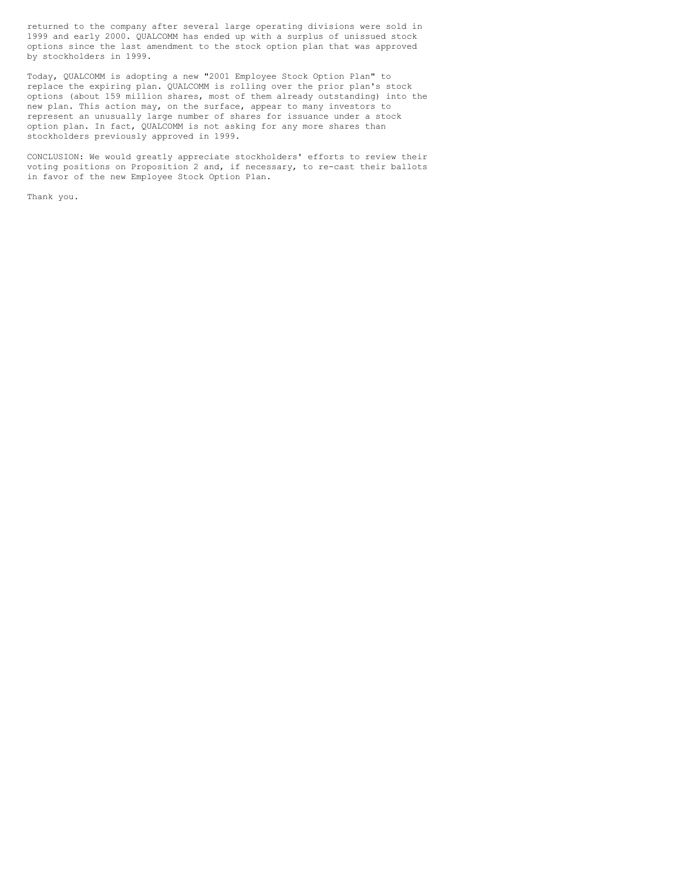returned to the company after several large operating divisions were sold in 1999 and early 2000. QUALCOMM has ended up with a surplus of unissued stock options since the last amendment to the stock option plan that was approved by stockholders in 1999.

Today, QUALCOMM is adopting a new "2001 Employee Stock Option Plan" to replace the expiring plan. QUALCOMM is rolling over the prior plan's stock options (about 159 million shares, most of them already outstanding) into the new plan. This action may, on the surface, appear to many investors to represent an unusually large number of shares for issuance under a stock option plan. In fact, QUALCOMM is not asking for any more shares than stockholders previously approved in 1999.

CONCLUSION: We would greatly appreciate stockholders' efforts to review their voting positions on Proposition 2 and, if necessary, to re-cast their ballots in favor of the new Employee Stock Option Plan.

Thank you.